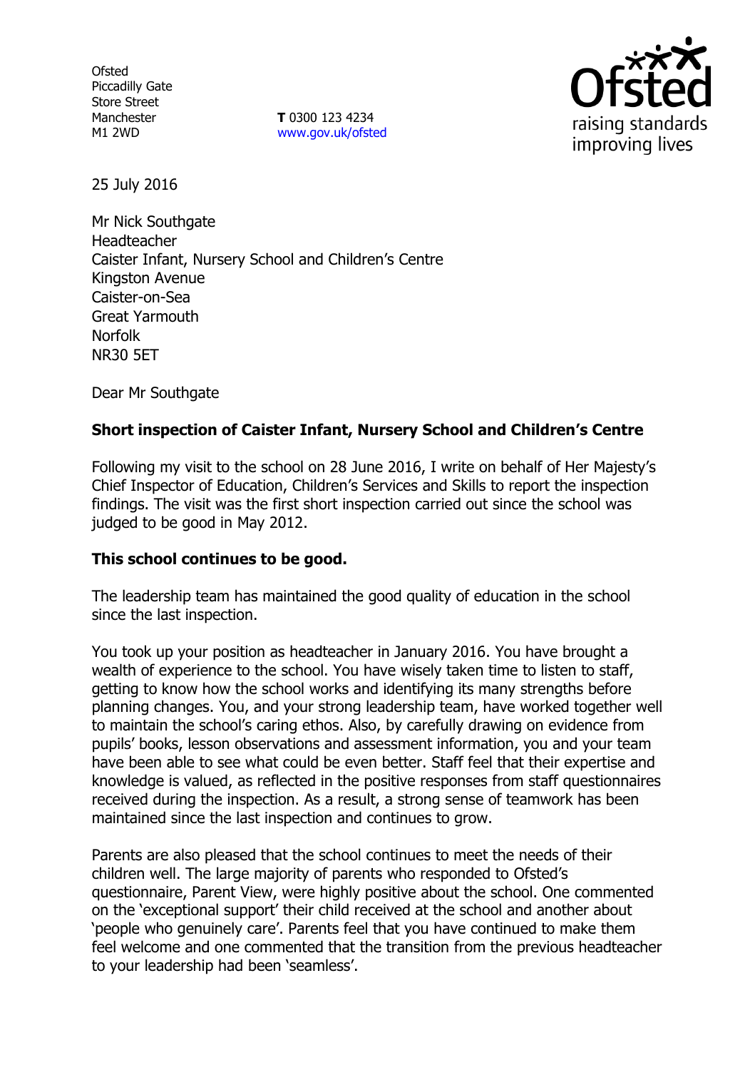Ofsted
Piccadilly Gate
Store Street
Manchester
M1 2WD

**T** 0300 123 4234
www.gov.uk/ofsted

25 July 2016

Mr Nick Southgate
Headteacher
Caister Infant, Nursery School and Children's Centre
Kingston Avenue
Caister-on-Sea
Great Yarmouth
Norfolk
NR30 5ET

Dear Mr Southgate

**Short inspection of Caister Infant, Nursery School and Children's Centre**

Following my visit to the school on 28 June 2016, I write on behalf of Her Majesty's Chief Inspector of Education, Children's Services and Skills to report the inspection findings. The visit was the first short inspection carried out since the school was judged to be good in May 2012.

**This school continues to be good.**

The leadership team has maintained the good quality of education in the school since the last inspection.

You took up your position as headteacher in January 2016. You have brought a wealth of experience to the school. You have wisely taken time to listen to staff, getting to know how the school works and identifying its many strengths before planning changes. You, and your strong leadership team, have worked together well to maintain the school's caring ethos. Also, by carefully drawing on evidence from pupils' books, lesson observations and assessment information, you and your team have been able to see what could be even better. Staff feel that their expertise and knowledge is valued, as reflected in the positive responses from staff questionnaires received during the inspection. As a result, a strong sense of teamwork has been maintained since the last inspection and continues to grow.

Parents are also pleased that the school continues to meet the needs of their children well. The large majority of parents who responded to Ofsted's questionnaire, Parent View, were highly positive about the school. One commented on the 'exceptional support' their child received at the school and another about 'people who genuinely care'. Parents feel that you have continued to make them feel welcome and one commented that the transition from the previous headteacher to your leadership had been 'seamless'.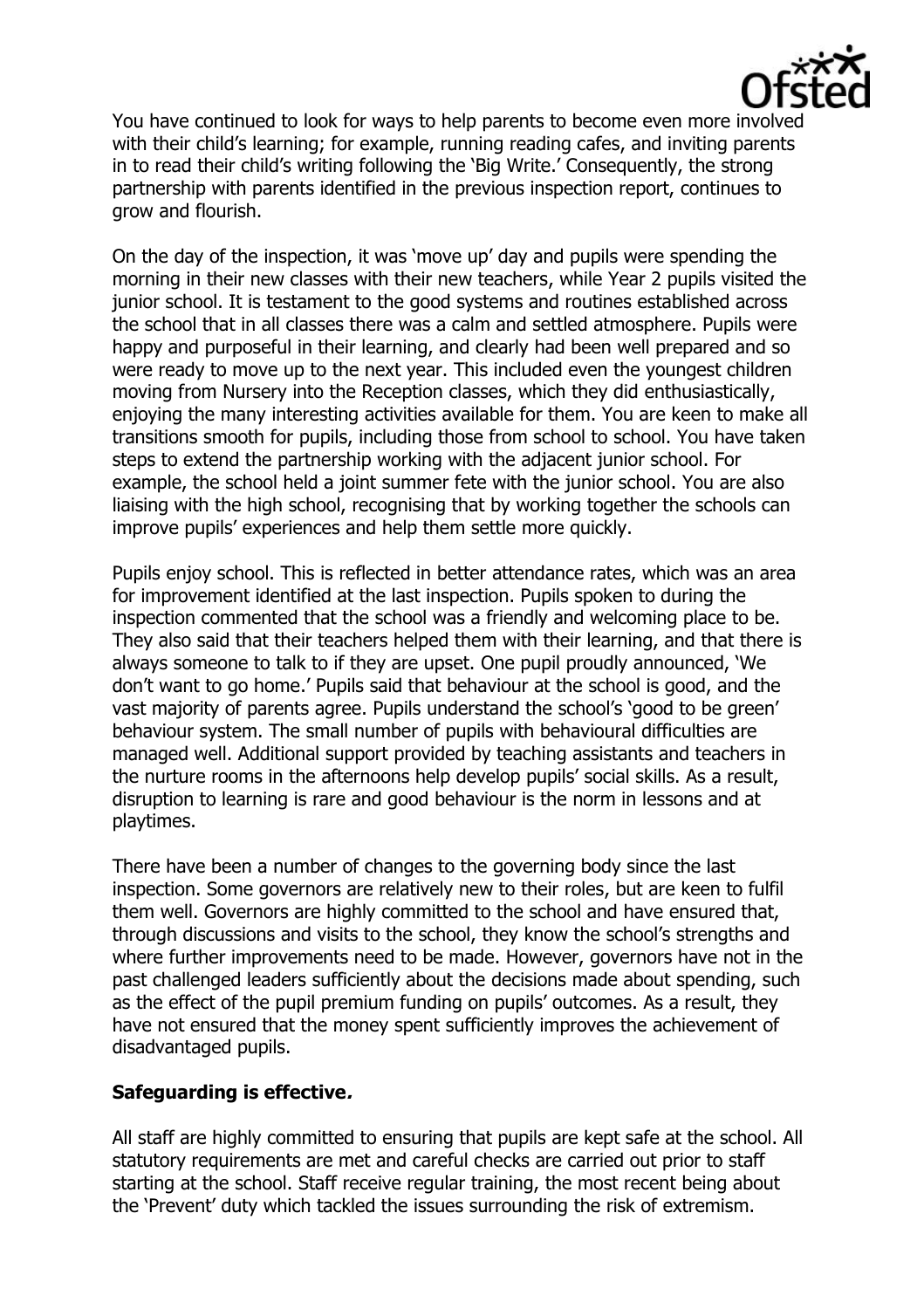You have continued to look for ways to help parents to become even more involved with their child's learning; for example, running reading cafes, and inviting parents in to read their child's writing following the 'Big Write.' Consequently, the strong partnership with parents identified in the previous inspection report, continues to grow and flourish.

On the day of the inspection, it was 'move up' day and pupils were spending the morning in their new classes with their new teachers, while Year 2 pupils visited the junior school. It is testament to the good systems and routines established across the school that in all classes there was a calm and settled atmosphere. Pupils were happy and purposeful in their learning, and clearly had been well prepared and so were ready to move up to the next year. This included even the youngest children moving from Nursery into the Reception classes, which they did enthusiastically, enjoying the many interesting activities available for them. You are keen to make all transitions smooth for pupils, including those from school to school. You have taken steps to extend the partnership working with the adjacent junior school. For example, the school held a joint summer fete with the junior school. You are also liaising with the high school, recognising that by working together the schools can improve pupils' experiences and help them settle more quickly.

Pupils enjoy school. This is reflected in better attendance rates, which was an area for improvement identified at the last inspection. Pupils spoken to during the inspection commented that the school was a friendly and welcoming place to be. They also said that their teachers helped them with their learning, and that there is always someone to talk to if they are upset. One pupil proudly announced, 'We don't want to go home.' Pupils said that behaviour at the school is good, and the vast majority of parents agree. Pupils understand the school's 'good to be green' behaviour system. The small number of pupils with behavioural difficulties are managed well. Additional support provided by teaching assistants and teachers in the nurture rooms in the afternoons help develop pupils' social skills. As a result, disruption to learning is rare and good behaviour is the norm in lessons and at playtimes.

There have been a number of changes to the governing body since the last inspection. Some governors are relatively new to their roles, but are keen to fulfil them well. Governors are highly committed to the school and have ensured that, through discussions and visits to the school, they know the school's strengths and where further improvements need to be made. However, governors have not in the past challenged leaders sufficiently about the decisions made about spending, such as the effect of the pupil premium funding on pupils' outcomes. As a result, they have not ensured that the money spent sufficiently improves the achievement of disadvantaged pupils.

## Safeguarding is effective.

All staff are highly committed to ensuring that pupils are kept safe at the school. All statutory requirements are met and careful checks are carried out prior to staff starting at the school. Staff receive regular training, the most recent being about the 'Prevent' duty which tackled the issues surrounding the risk of extremism.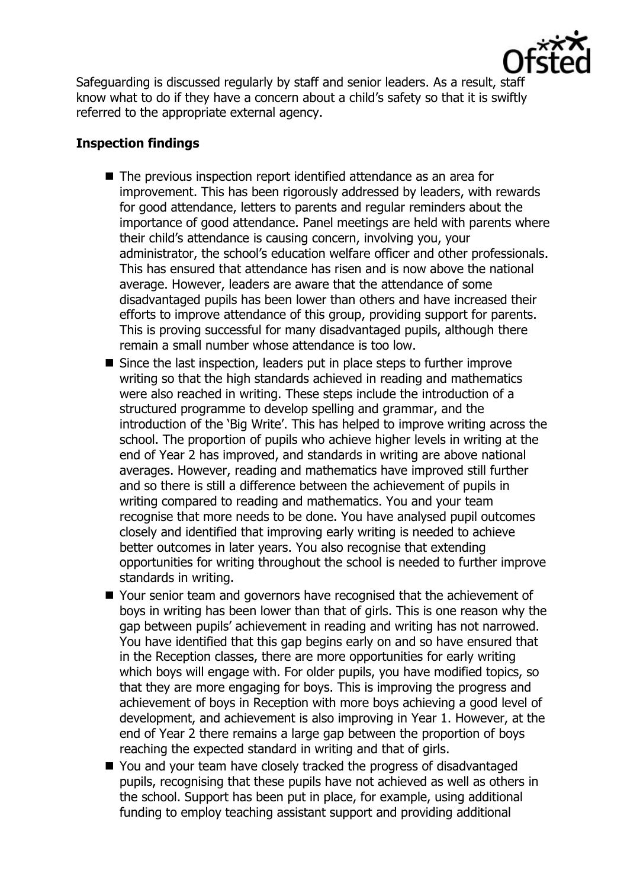Safeguarding is discussed regularly by staff and senior leaders. As a result, staff know what to do if they have a concern about a child's safety so that it is swiftly referred to the appropriate external agency.

**Inspection findings**

- The previous inspection report identified attendance as an area for improvement. This has been rigorously addressed by leaders, with rewards for good attendance, letters to parents and regular reminders about the importance of good attendance. Panel meetings are held with parents where their child's attendance is causing concern, involving you, your administrator, the school's education welfare officer and other professionals. This has ensured that attendance has risen and is now above the national average. However, leaders are aware that the attendance of some disadvantaged pupils has been lower than others and have increased their efforts to improve attendance of this group, providing support for parents. This is proving successful for many disadvantaged pupils, although there remain a small number whose attendance is too low.
- Since the last inspection, leaders put in place steps to further improve writing so that the high standards achieved in reading and mathematics were also reached in writing. These steps include the introduction of a structured programme to develop spelling and grammar, and the introduction of the 'Big Write'. This has helped to improve writing across the school. The proportion of pupils who achieve higher levels in writing at the end of Year 2 has improved, and standards in writing are above national averages. However, reading and mathematics have improved still further and so there is still a difference between the achievement of pupils in writing compared to reading and mathematics. You and your team recognise that more needs to be done. You have analysed pupil outcomes closely and identified that improving early writing is needed to achieve better outcomes in later years. You also recognise that extending opportunities for writing throughout the school is needed to further improve standards in writing.
- Your senior team and governors have recognised that the achievement of boys in writing has been lower than that of girls. This is one reason why the gap between pupils' achievement in reading and writing has not narrowed. You have identified that this gap begins early on and so have ensured that in the Reception classes, there are more opportunities for early writing which boys will engage with. For older pupils, you have modified topics, so that they are more engaging for boys. This is improving the progress and achievement of boys in Reception with more boys achieving a good level of development, and achievement is also improving in Year 1. However, at the end of Year 2 there remains a large gap between the proportion of boys reaching the expected standard in writing and that of girls.
- You and your team have closely tracked the progress of disadvantaged pupils, recognising that these pupils have not achieved as well as others in the school. Support has been put in place, for example, using additional funding to employ teaching assistant support and providing additional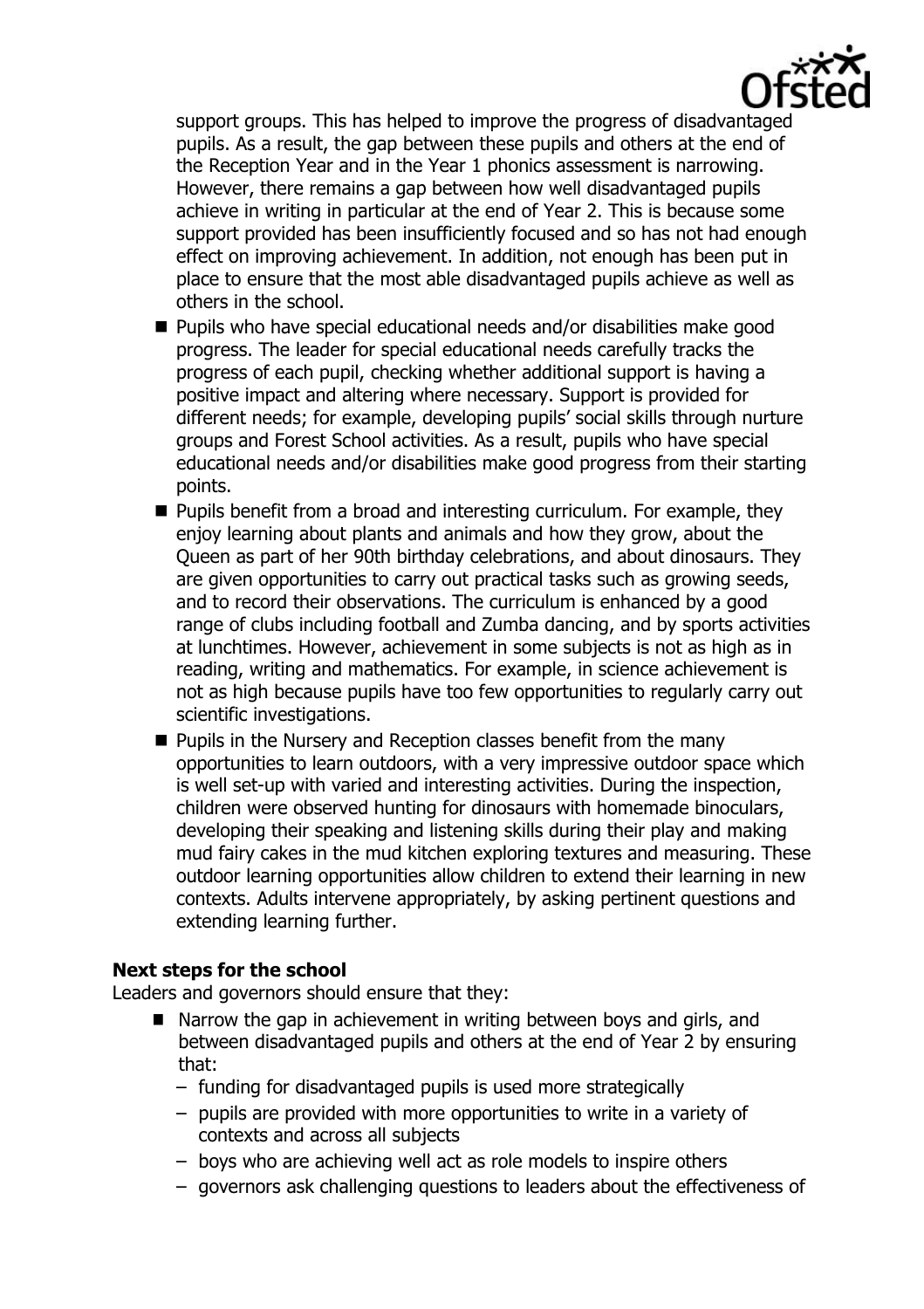support groups. This has helped to improve the progress of disadvantaged pupils. As a result, the gap between these pupils and others at the end of the Reception Year and in the Year 1 phonics assessment is narrowing. However, there remains a gap between how well disadvantaged pupils achieve in writing in particular at the end of Year 2. This is because some support provided has been insufficiently focused and so has not had enough effect on improving achievement. In addition, not enough has been put in place to ensure that the most able disadvantaged pupils achieve as well as others in the school.

- Pupils who have special educational needs and/or disabilities make good progress. The leader for special educational needs carefully tracks the progress of each pupil, checking whether additional support is having a positive impact and altering where necessary. Support is provided for different needs; for example, developing pupils' social skills through nurture groups and Forest School activities. As a result, pupils who have special educational needs and/or disabilities make good progress from their starting points.
- Pupils benefit from a broad and interesting curriculum. For example, they enjoy learning about plants and animals and how they grow, about the Queen as part of her 90th birthday celebrations, and about dinosaurs. They are given opportunities to carry out practical tasks such as growing seeds, and to record their observations. The curriculum is enhanced by a good range of clubs including football and Zumba dancing, and by sports activities at lunchtimes. However, achievement in some subjects is not as high as in reading, writing and mathematics. For example, in science achievement is not as high because pupils have too few opportunities to regularly carry out scientific investigations.
- Pupils in the Nursery and Reception classes benefit from the many opportunities to learn outdoors, with a very impressive outdoor space which is well set-up with varied and interesting activities. During the inspection, children were observed hunting for dinosaurs with homemade binoculars, developing their speaking and listening skills during their play and making mud fairy cakes in the mud kitchen exploring textures and measuring. These outdoor learning opportunities allow children to extend their learning in new contexts. Adults intervene appropriately, by asking pertinent questions and extending learning further.

**Next steps for the school**

Leaders and governors should ensure that they:

- Narrow the gap in achievement in writing between boys and girls, and between disadvantaged pupils and others at the end of Year 2 by ensuring that:
  - funding for disadvantaged pupils is used more strategically
  - pupils are provided with more opportunities to write in a variety of contexts and across all subjects
  - boys who are achieving well act as role models to inspire others
  - governors ask challenging questions to leaders about the effectiveness of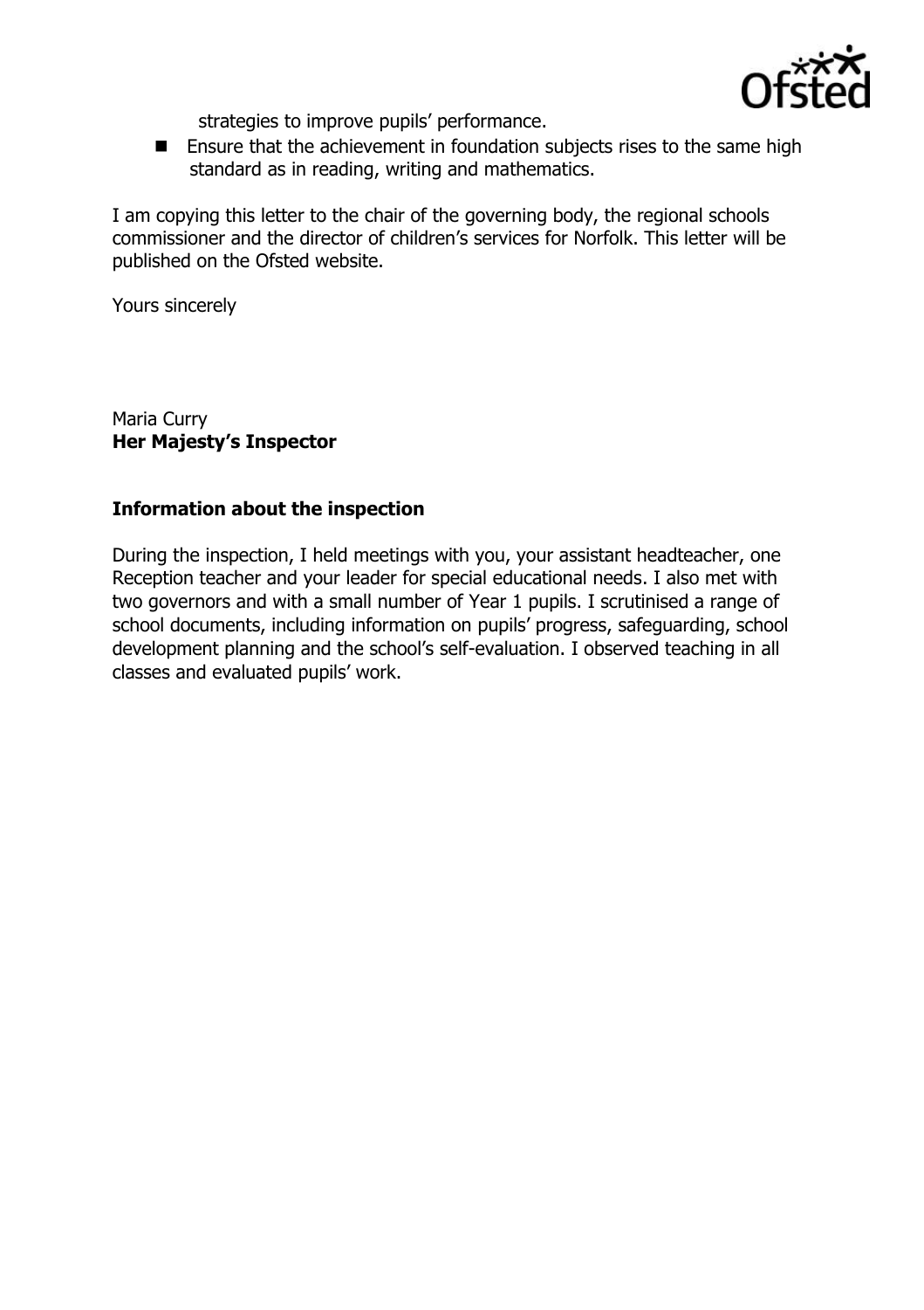strategies to improve pupils' performance.

- Ensure that the achievement in foundation subjects rises to the same high standard as in reading, writing and mathematics.

I am copying this letter to the chair of the governing body, the regional schools commissioner and the director of children's services for Norfolk. This letter will be published on the Ofsted website.

Yours sincerely

Maria Curry
**Her Majesty's Inspector**

### Information about the inspection

During the inspection, I held meetings with you, your assistant headteacher, one Reception teacher and your leader for special educational needs. I also met with two governors and with a small number of Year 1 pupils. I scrutinised a range of school documents, including information on pupils' progress, safeguarding, school development planning and the school's self-evaluation. I observed teaching in all classes and evaluated pupils' work.